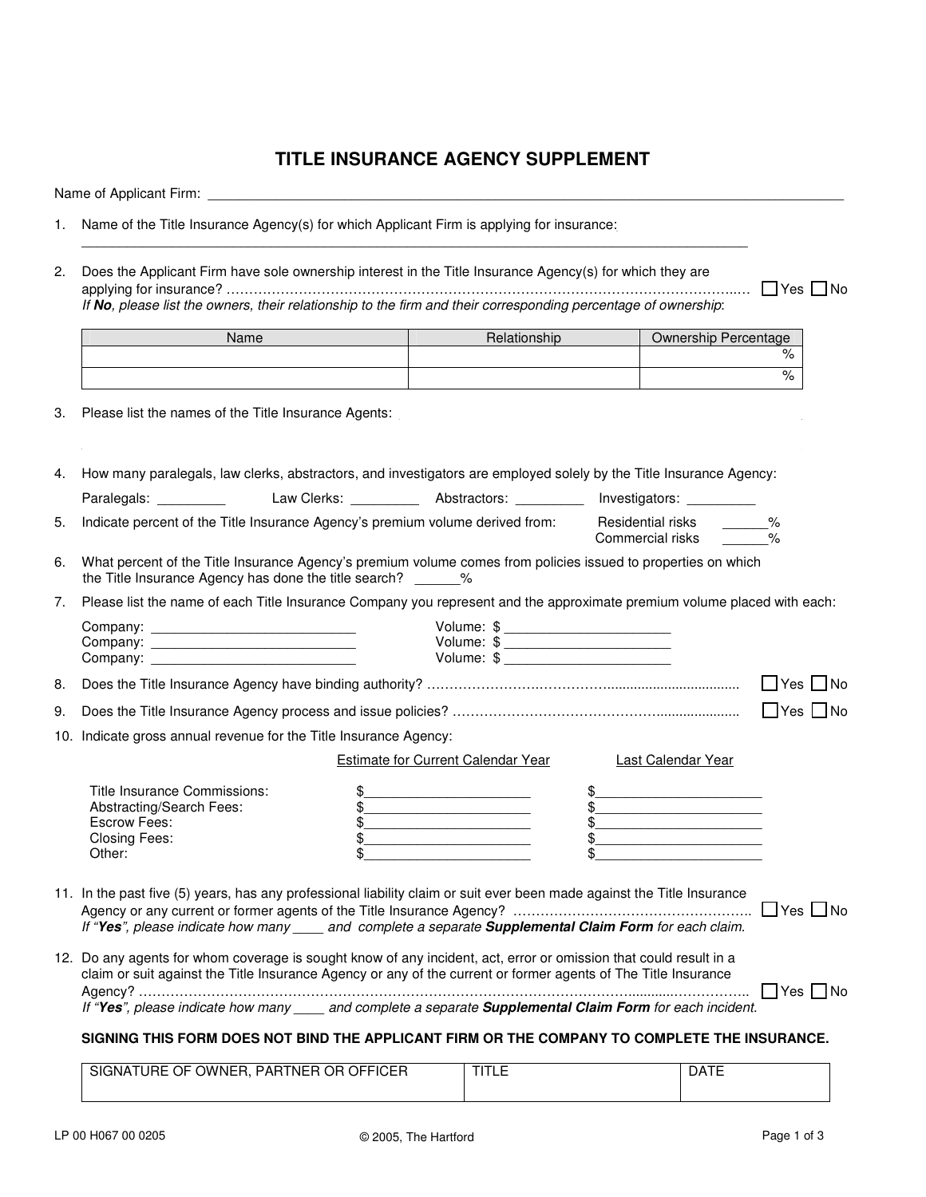# TITLE INSURANCE AGENCY SUPPLEMENT

Name of Applicant Firm: ____________________________________________________________________________

1. Name of the Title Insurance Agency(s) for which Applicant Firm is applying for insurance:
   ____________________________________________________________________________

2. Does the Applicant Firm have sole ownership interest in the Title Insurance Agency(s) for which they are applying for insurance? ………………………………………………………………………………………… ☐ Yes ☐ No
   *If **No**, please list the owners, their relationship to the firm and their corresponding percentage of ownership*:

| Name | Relationship | Ownership Percentage |
|---|---|---|
| | | % |
| | | % |

3. Please list the names of the Title Insurance Agents:

4. How many paralegals, law clerks, abstractors, and investigators are employed solely by the Title Insurance Agency:
   Paralegals: _________ Law Clerks: _________ Abstractors: _________ Investigators: _________

5. Indicate percent of the Title Insurance Agency's premium volume derived from: Residential risks ______%
   Commercial risks ______%

6. What percent of the Title Insurance Agency's premium volume comes from policies issued to properties on which the Title Insurance Agency has done the title search? ______%

7. Please list the name of each Title Insurance Company you represent and the approximate premium volume placed with each:
   Company: ___________________________ Volume: $ ______________________
   Company: ___________________________ Volume: $ ______________________
   Company: ___________________________ Volume: $ ______________________

8. Does the Title Insurance Agency have binding authority? ………………………………………………………… ☐ Yes ☐ No

9. Does the Title Insurance Agency process and issue policies? ……………………………………………………… ☐ Yes ☐ No

10. Indicate gross annual revenue for the Title Insurance Agency:

| | Estimate for Current Calendar Year | Last Calendar Year |
|---|---|---|
| Title Insurance Commissions: | $______________________ | $______________________ |
| Abstracting/Search Fees: | $______________________ | $______________________ |
| Escrow Fees: | $______________________ | $______________________ |
| Closing Fees: | $______________________ | $______________________ |
| Other: | $______________________ | $______________________ |

11. In the past five (5) years, has any professional liability claim or suit ever been made against the Title Insurance Agency or any current or former agents of the Title Insurance Agency? …………………………………………… ☐ Yes ☐ No
    *If "**Yes**", please indicate how many ____ and complete a separate **Supplemental Claim Form** for each claim.*

12. Do any agents for whom coverage is sought know of any incident, act, error or omission that could result in a claim or suit against the Title Insurance Agency or any of the current or former agents of The Title Insurance Agency? …………………………………………………………………………………………………………… ☐ Yes ☐ No
    *If "**Yes**", please indicate how many ____ and complete a separate **Supplemental Claim Form** for each incident.*

**SIGNING THIS FORM DOES NOT BIND THE APPLICANT FIRM OR THE COMPANY TO COMPLETE THE INSURANCE.**

| SIGNATURE OF OWNER, PARTNER OR OFFICER | TITLE | DATE |
|---|---|---|
| | | |

LP 00 H067 00 0205 © 2005, The Hartford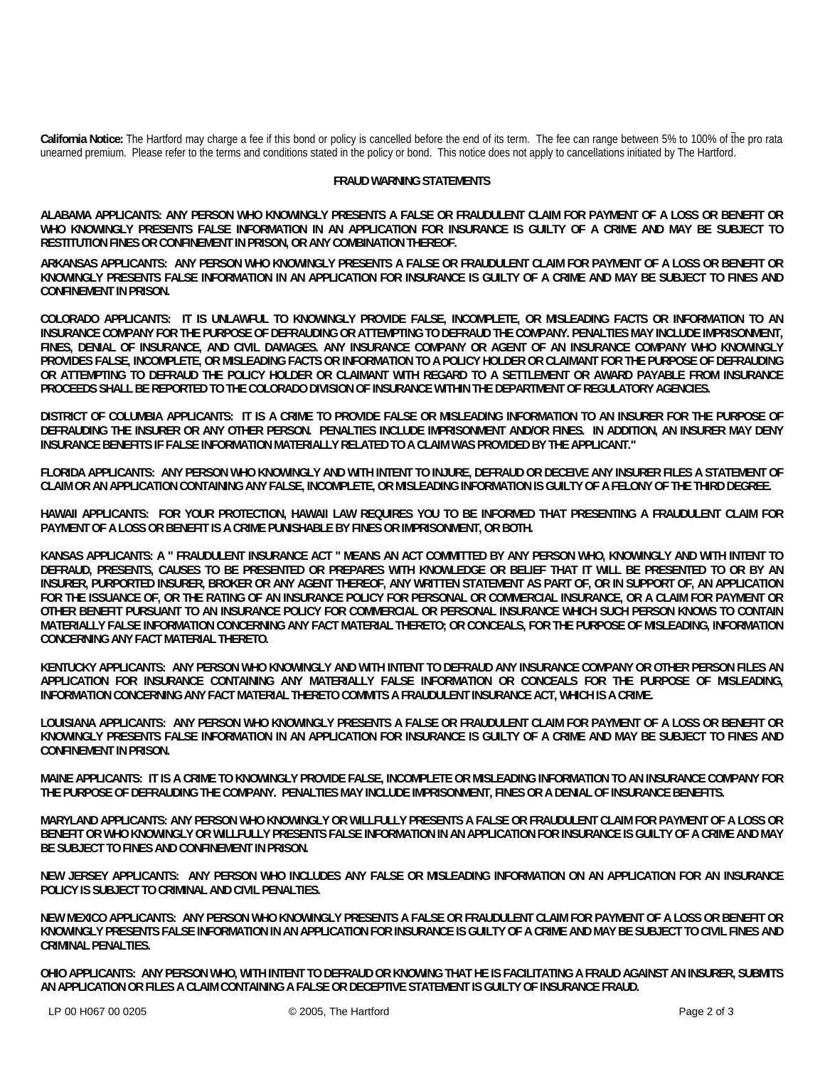**California Notice:** The Hartford may charge a fee if this bond or policy is cancelled before the end of its term. The fee can range between 5% to 100% of the pro rata unearned premium. Please refer to the terms and conditions stated in the policy or bond. This notice does not apply to cancellations initiated by The Hartford.

**FRAUD WARNING STATEMENTS**

**ALABAMA APPLICANTS: ANY PERSON WHO KNOWINGLY PRESENTS A FALSE OR FRAUDULENT CLAIM FOR PAYMENT OF A LOSS OR BENEFIT OR WHO KNOWINGLY PRESENTS FALSE INFORMATION IN AN APPLICATION FOR INSURANCE IS GUILTY OF A CRIME AND MAY BE SUBJECT TO RESTITUTION FINES OR CONFINEMENT IN PRISON, OR ANY COMBINATION THEREOF.**

**ARKANSAS APPLICANTS: ANY PERSON WHO KNOWINGLY PRESENTS A FALSE OR FRAUDULENT CLAIM FOR PAYMENT OF A LOSS OR BENEFIT OR KNOWINGLY PRESENTS FALSE INFORMATION IN AN APPLICATION FOR INSURANCE IS GUILTY OF A CRIME AND MAY BE SUBJECT TO FINES AND CONFINEMENT IN PRISON.**

**COLORADO APPLICANTS: IT IS UNLAWFUL TO KNOWINGLY PROVIDE FALSE, INCOMPLETE, OR MISLEADING FACTS OR INFORMATION TO AN INSURANCE COMPANY FOR THE PURPOSE OF DEFRAUDING OR ATTEMPTING TO DEFRAUD THE COMPANY. PENALTIES MAY INCLUDE IMPRISONMENT, FINES, DENIAL OF INSURANCE, AND CIVIL DAMAGES. ANY INSURANCE COMPANY OR AGENT OF AN INSURANCE COMPANY WHO KNOWINGLY PROVIDES FALSE, INCOMPLETE, OR MISLEADING FACTS OR INFORMATION TO A POLICY HOLDER OR CLAIMANT FOR THE PURPOSE OF DEFRAUDING OR ATTEMPTING TO DEFRAUD THE POLICY HOLDER OR CLAIMANT WITH REGARD TO A SETTLEMENT OR AWARD PAYABLE FROM INSURANCE PROCEEDS SHALL BE REPORTED TO THE COLORADO DIVISION OF INSURANCE WITHIN THE DEPARTMENT OF REGULATORY AGENCIES.**

**DISTRICT OF COLUMBIA APPLICANTS: IT IS A CRIME TO PROVIDE FALSE OR MISLEADING INFORMATION TO AN INSURER FOR THE PURPOSE OF DEFRAUDING THE INSURER OR ANY OTHER PERSON. PENALTIES INCLUDE IMPRISONMENT AND/OR FINES. IN ADDITION, AN INSURER MAY DENY INSURANCE BENEFITS IF FALSE INFORMATION MATERIALLY RELATED TO A CLAIM WAS PROVIDED BY THE APPLICANT."**

**FLORIDA APPLICANTS: ANY PERSON WHO KNOWINGLY AND WITH INTENT TO INJURE, DEFRAUD OR DECEIVE ANY INSURER FILES A STATEMENT OF CLAIM OR AN APPLICATION CONTAINING ANY FALSE, INCOMPLETE, OR MISLEADING INFORMATION IS GUILTY OF A FELONY OF THE THIRD DEGREE.**

**HAWAII APPLICANTS: FOR YOUR PROTECTION, HAWAII LAW REQUIRES YOU TO BE INFORMED THAT PRESENTING A FRAUDULENT CLAIM FOR PAYMENT OF A LOSS OR BENEFIT IS A CRIME PUNISHABLE BY FINES OR IMPRISONMENT, OR BOTH.**

**KANSAS APPLICANTS: A " FRAUDULENT INSURANCE ACT " MEANS AN ACT COMMITTED BY ANY PERSON WHO, KNOWINGLY AND WITH INTENT TO DEFRAUD, PRESENTS, CAUSES TO BE PRESENTED OR PREPARES WITH KNOWLEDGE OR BELIEF THAT IT WILL BE PRESENTED TO OR BY AN INSURER, PURPORTED INSURER, BROKER OR ANY AGENT THEREOF, ANY WRITTEN STATEMENT AS PART OF, OR IN SUPPORT OF, AN APPLICATION FOR THE ISSUANCE OF, OR THE RATING OF AN INSURANCE POLICY FOR PERSONAL OR COMMERCIAL INSURANCE, OR A CLAIM FOR PAYMENT OR OTHER BENEFIT PURSUANT TO AN INSURANCE POLICY FOR COMMERCIAL OR PERSONAL INSURANCE WHICH SUCH PERSON KNOWS TO CONTAIN MATERIALLY FALSE INFORMATION CONCERNING ANY FACT MATERIAL THERETO; OR CONCEALS, FOR THE PURPOSE OF MISLEADING, INFORMATION CONCERNING ANY FACT MATERIAL THERETO.**

**KENTUCKY APPLICANTS: ANY PERSON WHO KNOWINGLY AND WITH INTENT TO DEFRAUD ANY INSURANCE COMPANY OR OTHER PERSON FILES AN APPLICATION FOR INSURANCE CONTAINING ANY MATERIALLY FALSE INFORMATION OR CONCEALS FOR THE PURPOSE OF MISLEADING, INFORMATION CONCERNING ANY FACT MATERIAL THERETO COMMITS A FRAUDULENT INSURANCE ACT, WHICH IS A CRIME.**

**LOUISIANA APPLICANTS: ANY PERSON WHO KNOWINGLY PRESENTS A FALSE OR FRAUDULENT CLAIM FOR PAYMENT OF A LOSS OR BENEFIT OR KNOWINGLY PRESENTS FALSE INFORMATION IN AN APPLICATION FOR INSURANCE IS GUILTY OF A CRIME AND MAY BE SUBJECT TO FINES AND CONFINEMENT IN PRISON.**

**MAINE APPLICANTS: IT IS A CRIME TO KNOWINGLY PROVIDE FALSE, INCOMPLETE OR MISLEADING INFORMATION TO AN INSURANCE COMPANY FOR THE PURPOSE OF DEFRAUDING THE COMPANY. PENALTIES MAY INCLUDE IMPRISONMENT, FINES OR A DENIAL OF INSURANCE BENEFITS.**

**MARYLAND APPLICANTS: ANY PERSON WHO KNOWINGLY OR WILLFULLY PRESENTS A FALSE OR FRAUDULENT CLAIM FOR PAYMENT OF A LOSS OR BENEFIT OR WHO KNOWINGLY OR WILLFULLY PRESENTS FALSE INFORMATION IN AN APPLICATION FOR INSURANCE IS GUILTY OF A CRIME AND MAY BE SUBJECT TO FINES AND CONFINEMENT IN PRISON.**

**NEW JERSEY APPLICANTS: ANY PERSON WHO INCLUDES ANY FALSE OR MISLEADING INFORMATION ON AN APPLICATION FOR AN INSURANCE POLICY IS SUBJECT TO CRIMINAL AND CIVIL PENALTIES.**

**NEW MEXICO APPLICANTS: ANY PERSON WHO KNOWINGLY PRESENTS A FALSE OR FRAUDULENT CLAIM FOR PAYMENT OF A LOSS OR BENEFIT OR KNOWINGLY PRESENTS FALSE INFORMATION IN AN APPLICATION FOR INSURANCE IS GUILTY OF A CRIME AND MAY BE SUBJECT TO CIVIL FINES AND CRIMINAL PENALTIES.**

**OHIO APPLICANTS: ANY PERSON WHO, WITH INTENT TO DEFRAUD OR KNOWING THAT HE IS FACILITATING A FRAUD AGAINST AN INSURER, SUBMITS AN APPLICATION OR FILES A CLAIM CONTAINING A FALSE OR DECEPTIVE STATEMENT IS GUILTY OF INSURANCE FRAUD.**

LP 00 H067 00 0205 © 2005, The Hartford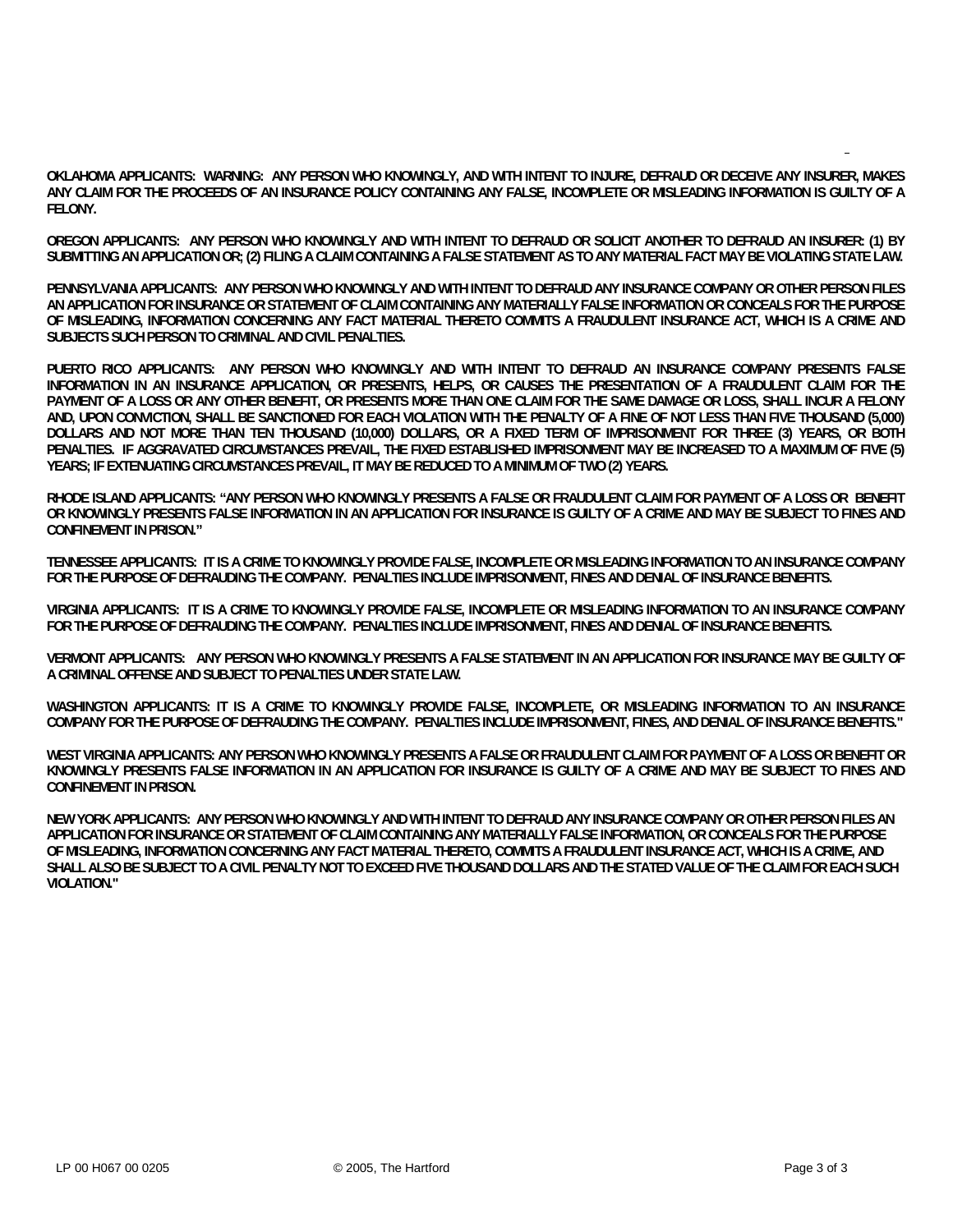**OKLAHOMA APPLICANTS: WARNING: ANY PERSON WHO KNOWINGLY, AND WITH INTENT TO INJURE, DEFRAUD OR DECEIVE ANY INSURER, MAKES ANY CLAIM FOR THE PROCEEDS OF AN INSURANCE POLICY CONTAINING ANY FALSE, INCOMPLETE OR MISLEADING INFORMATION IS GUILTY OF A FELONY.**

**OREGON APPLICANTS: ANY PERSON WHO KNOWINGLY AND WITH INTENT TO DEFRAUD OR SOLICIT ANOTHER TO DEFRAUD AN INSURER: (1) BY SUBMITTING AN APPLICATION OR; (2) FILING A CLAIM CONTAINING A FALSE STATEMENT AS TO ANY MATERIAL FACT MAY BE VIOLATING STATE LAW.**

**PENNSYLVANIA APPLICANTS: ANY PERSON WHO KNOWINGLY AND WITH INTENT TO DEFRAUD ANY INSURANCE COMPANY OR OTHER PERSON FILES AN APPLICATION FOR INSURANCE OR STATEMENT OF CLAIM CONTAINING ANY MATERIALLY FALSE INFORMATION OR CONCEALS FOR THE PURPOSE OF MISLEADING, INFORMATION CONCERNING ANY FACT MATERIAL THERETO COMMITS A FRAUDULENT INSURANCE ACT, WHICH IS A CRIME AND SUBJECTS SUCH PERSON TO CRIMINAL AND CIVIL PENALTIES.**

**PUERTO RICO APPLICANTS: ANY PERSON WHO KNOWINGLY AND WITH INTENT TO DEFRAUD AN INSURANCE COMPANY PRESENTS FALSE INFORMATION IN AN INSURANCE APPLICATION, OR PRESENTS, HELPS, OR CAUSES THE PRESENTATION OF A FRAUDULENT CLAIM FOR THE PAYMENT OF A LOSS OR ANY OTHER BENEFIT, OR PRESENTS MORE THAN ONE CLAIM FOR THE SAME DAMAGE OR LOSS, SHALL INCUR A FELONY AND, UPON CONVICTION, SHALL BE SANCTIONED FOR EACH VIOLATION WITH THE PENALTY OF A FINE OF NOT LESS THAN FIVE THOUSAND (5,000) DOLLARS AND NOT MORE THAN TEN THOUSAND (10,000) DOLLARS, OR A FIXED TERM OF IMPRISONMENT FOR THREE (3) YEARS, OR BOTH PENALTIES. IF AGGRAVATED CIRCUMSTANCES PREVAIL, THE FIXED ESTABLISHED IMPRISONMENT MAY BE INCREASED TO A MAXIMUM OF FIVE (5) YEARS; IF EXTENUATING CIRCUMSTANCES PREVAIL, IT MAY BE REDUCED TO A MINIMUM OF TWO (2) YEARS.**

**RHODE ISLAND APPLICANTS: "ANY PERSON WHO KNOWINGLY PRESENTS A FALSE OR FRAUDULENT CLAIM FOR PAYMENT OF A LOSS OR BENEFIT OR KNOWINGLY PRESENTS FALSE INFORMATION IN AN APPLICATION FOR INSURANCE IS GUILTY OF A CRIME AND MAY BE SUBJECT TO FINES AND CONFINEMENT IN PRISON."**

**TENNESSEE APPLICANTS: IT IS A CRIME TO KNOWINGLY PROVIDE FALSE, INCOMPLETE OR MISLEADING INFORMATION TO AN INSURANCE COMPANY FOR THE PURPOSE OF DEFRAUDING THE COMPANY. PENALTIES INCLUDE IMPRISONMENT, FINES AND DENIAL OF INSURANCE BENEFITS.**

**VIRGINIA APPLICANTS: IT IS A CRIME TO KNOWINGLY PROVIDE FALSE, INCOMPLETE OR MISLEADING INFORMATION TO AN INSURANCE COMPANY FOR THE PURPOSE OF DEFRAUDING THE COMPANY. PENALTIES INCLUDE IMPRISONMENT, FINES AND DENIAL OF INSURANCE BENEFITS.**

**VERMONT APPLICANTS: ANY PERSON WHO KNOWINGLY PRESENTS A FALSE STATEMENT IN AN APPLICATION FOR INSURANCE MAY BE GUILTY OF A CRIMINAL OFFENSE AND SUBJECT TO PENALTIES UNDER STATE LAW.**

**WASHINGTON APPLICANTS: IT IS A CRIME TO KNOWINGLY PROVIDE FALSE, INCOMPLETE, OR MISLEADING INFORMATION TO AN INSURANCE COMPANY FOR THE PURPOSE OF DEFRAUDING THE COMPANY. PENALTIES INCLUDE IMPRISONMENT, FINES, AND DENIAL OF INSURANCE BENEFITS."**

**WEST VIRGINIA APPLICANTS: ANY PERSON WHO KNOWINGLY PRESENTS A FALSE OR FRAUDULENT CLAIM FOR PAYMENT OF A LOSS OR BENEFIT OR KNOWINGLY PRESENTS FALSE INFORMATION IN AN APPLICATION FOR INSURANCE IS GUILTY OF A CRIME AND MAY BE SUBJECT TO FINES AND CONFINEMENT IN PRISON.**

**NEW YORK APPLICANTS: ANY PERSON WHO KNOWINGLY AND WITH INTENT TO DEFRAUD ANY INSURANCE COMPANY OR OTHER PERSON FILES AN APPLICATION FOR INSURANCE OR STATEMENT OF CLAIM CONTAINING ANY MATERIALLY FALSE INFORMATION, OR CONCEALS FOR THE PURPOSE OF MISLEADING, INFORMATION CONCERNING ANY FACT MATERIAL THERETO, COMMITS A FRAUDULENT INSURANCE ACT, WHICH IS A CRIME, AND SHALL ALSO BE SUBJECT TO A CIVIL PENALTY NOT TO EXCEED FIVE THOUSAND DOLLARS AND THE STATED VALUE OF THE CLAIM FOR EACH SUCH VIOLATION."**

LP 00 H067 00 0205 © 2005, The Hartford